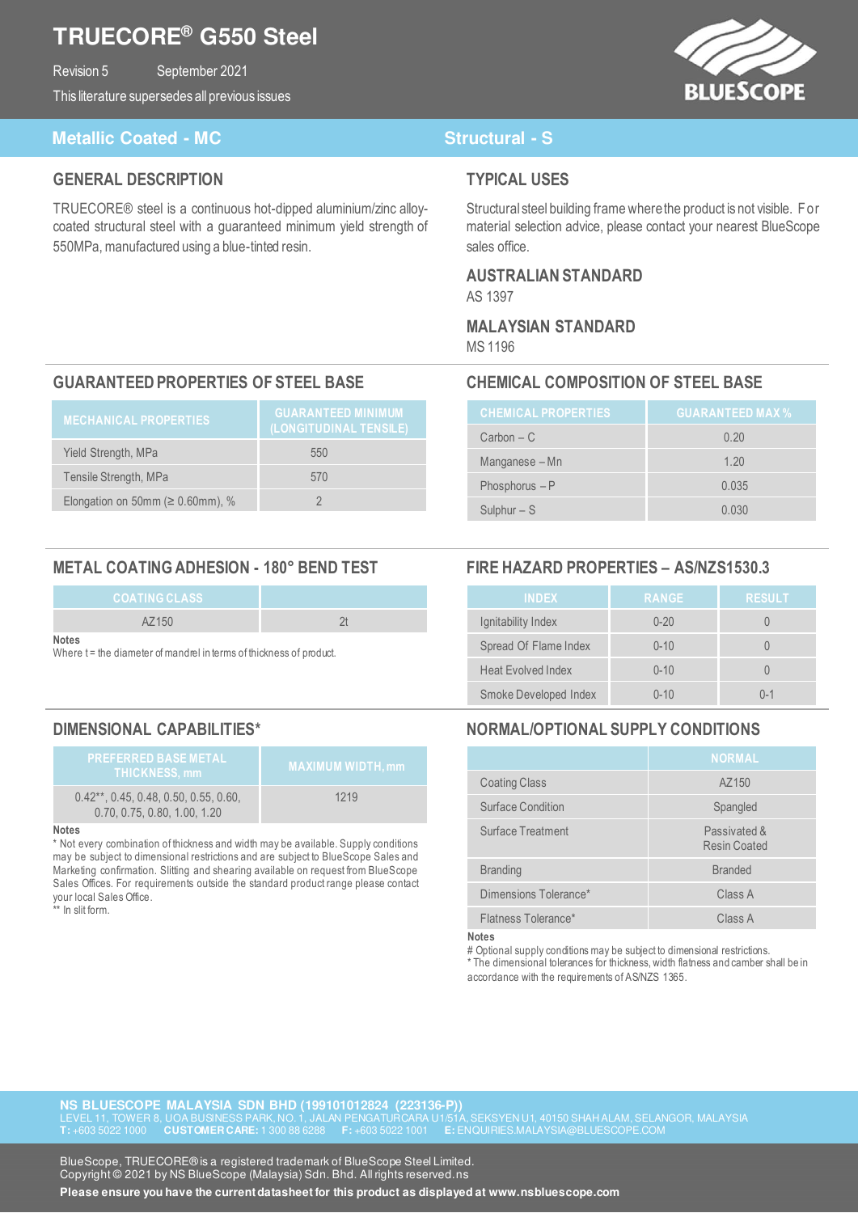# TRUECORE® G550 Steel

Revision 5 September 2021

This literature supersedes all previous issues

## Metallic Coated - MC

## Structural - S

## GENERAL DESCRIPTION

TRUECORE® steel is a continuous hot-dipped aluminium/zinc alloy-coated structural steel with a guaranteed minimum yield strength of 550MPa, manufactured using a blue-tinted resin.

## TYPICAL USES

Structural steel building frame where the product is not visible. For material selection advice, please contact your nearest BlueScope sales office.

## AUSTRALIAN STANDARD

AS 1397

## MALAYSIAN STANDARD

MS 1196

## GUARANTEED PROPERTIES OF STEEL BASE

| MECHANICAL PROPERTIES | GUARANTEED MINIMUM (LONGITUDINAL TENSILE) |
|---|---|
| Yield Strength, MPa | 550 |
| Tensile Strength, MPa | 570 |
| Elongation on 50mm (≥ 0.60mm), % | 2 |

## CHEMICAL COMPOSITION OF STEEL BASE

| CHEMICAL PROPERTIES | GUARANTEED MAX % |
|---|---|
| Carbon – C | 0.20 |
| Manganese – Mn | 1.20 |
| Phosphorus – P | 0.035 |
| Sulphur – S | 0.030 |

## METAL COATING ADHESION - 180° BEND TEST

| COATING CLASS | |
|---|---|
| AZ150 | 2t |

**Notes**
Where t = the diameter of mandrel in terms of thickness of product.

## FIRE HAZARD PROPERTIES – AS/NZS1530.3

| INDEX | RANGE | RESULT |
|---|---|---|
| Ignitability Index | 0-20 | 0 |
| Spread Of Flame Index | 0-10 | 0 |
| Heat Evolved Index | 0-10 | 0 |
| Smoke Developed Index | 0-10 | 0-1 |

## DIMENSIONAL CAPABILITIES*

| PREFERRED BASE METAL THICKNESS, mm | MAXIMUM WIDTH, mm |
|---|---|
| 0.42**, 0.45, 0.48, 0.50, 0.55, 0.60, 0.70, 0.75, 0.80, 1.00, 1.20 | 1219 |

**Notes**
* Not every combination of thickness and width may be available. Supply conditions may be subject to dimensional restrictions and are subject to BlueScope Sales and Marketing confirmation. Slitting and shearing available on request from BlueScope Sales Offices. For requirements outside the standard product range please contact your local Sales Office.
** In slit form.

## NORMAL/OPTIONAL SUPPLY CONDITIONS

| | NORMAL |
|---|---|
| Coating Class | AZ150 |
| Surface Condition | Spangled |
| Surface Treatment | Passivated & Resin Coated |
| Branding | Branded |
| Dimensions Tolerance* | Class A |
| Flatness Tolerance* | Class A |

**Notes**
# Optional supply conditions may be subject to dimensional restrictions.
* The dimensional tolerances for thickness, width flatness and camber shall be in accordance with the requirements of AS/NZS 1365.

**NS BLUESCOPE MALAYSIA SDN BHD (199101012824 (223136-P))**
LEVEL 11, TOWER 8, UOA BUSINESS PARK, NO. 1, JALAN PENGATURCARA U1/51A, SEKSYEN U1, 40150 SHAH ALAM, SELANGOR, MALAYSIA
**T:** +603 5022 1000 **CUSTOMER CARE:** 1 300 88 6288 **F:** +603 5022 1001 **E:** ENQUIRIES.MALAYSIA@BLUESCOPE.COM

BlueScope, TRUECORE® is a registered trademark of BlueScope Steel Limited.
Copyright © 2021 by NS BlueScope (Malaysia) Sdn. Bhd. All rights reserved.ns

**Please ensure you have the current datasheet for this product as displayed at www.nsbluescope.com**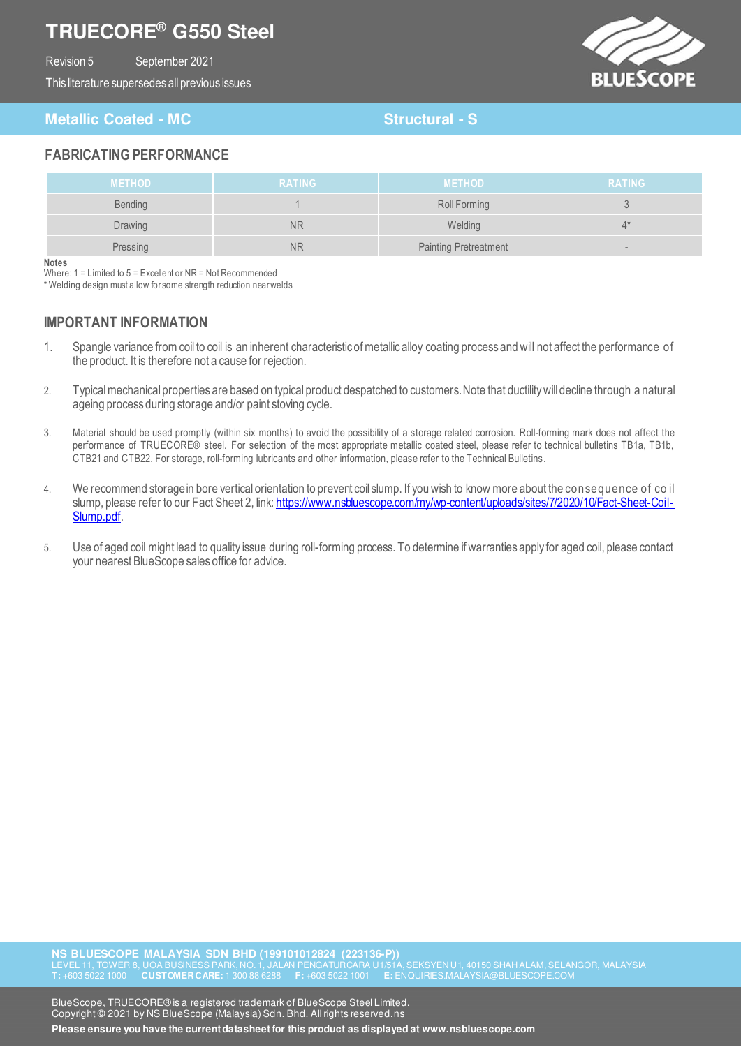# TRUECORE® G550 Steel

Revision 5 September 2021

This literature supersedes all previous issues

**Metallic Coated - MC** **Structural - S**

## FABRICATING PERFORMANCE

| METHOD | RATING | METHOD | RATING |
|---|---|---|---|
| Bending | 1 | Roll Forming | 3 |
| Drawing | NR | Welding | 4* |
| Pressing | NR | Painting Pretreatment | - |

**Notes**
Where: 1 = Limited to 5 = Excellent or NR = Not Recommended
* Welding design must allow for some strength reduction near welds

## IMPORTANT INFORMATION

1. Spangle variance from coil to coil is an inherent characteristic of metallic alloy coating process and will not affect the performance of the product. It is therefore not a cause for rejection.
2. Typical mechanical properties are based on typical product despatched to customers. Note that ductility will decline through a natural ageing process during storage and/or paint stoving cycle.
3. Material should be used promptly (within six months) to avoid the possibility of a storage related corrosion. Roll-forming mark does not affect the performance of TRUECORE® steel. For selection of the most appropriate metallic coated steel, please refer to technical bulletins TB1a, TB1b, CTB21 and CTB22. For storage, roll-forming lubricants and other information, please refer to the Technical Bulletins.
4. We recommend storage in bore vertical orientation to prevent coil slump. If you wish to know more about the consequence of coil slump, please refer to our Fact Sheet 2, link: [https://www.nsbluescope.com/my/wp-content/uploads/sites/7/2020/10/Fact-Sheet-Coil-Slump.pdf](https://www.nsbluescope.com/my/wp-content/uploads/sites/7/2020/10/Fact-Sheet-Coil-Slump.pdf).
5. Use of aged coil might lead to quality issue during roll-forming process. To determine if warranties apply for aged coil, please contact your nearest BlueScope sales office for advice.

**NS BLUESCOPE MALAYSIA SDN BHD (199101012824 (223136-P))**
LEVEL 11, TOWER 8, UOA BUSINESS PARK, NO. 1, JALAN PENGATURCARA U1/51A, SEKSYEN U1, 40150 SHAH ALAM, SELANGOR, MALAYSIA
**T:** +603 5022 1000 **CUSTOMER CARE:** 1 300 88 6288 **F:** +603 5022 1001 **E:** ENQUIRIES.MALAYSIA@BLUESCOPE.COM

BlueScope, TRUECORE® is a registered trademark of BlueScope Steel Limited.
Copyright © 2021 by NS BlueScope (Malaysia) Sdn. Bhd. All rights reserved.ns

**Please ensure you have the current datasheet for this product as displayed at www.nsbluescope.com**